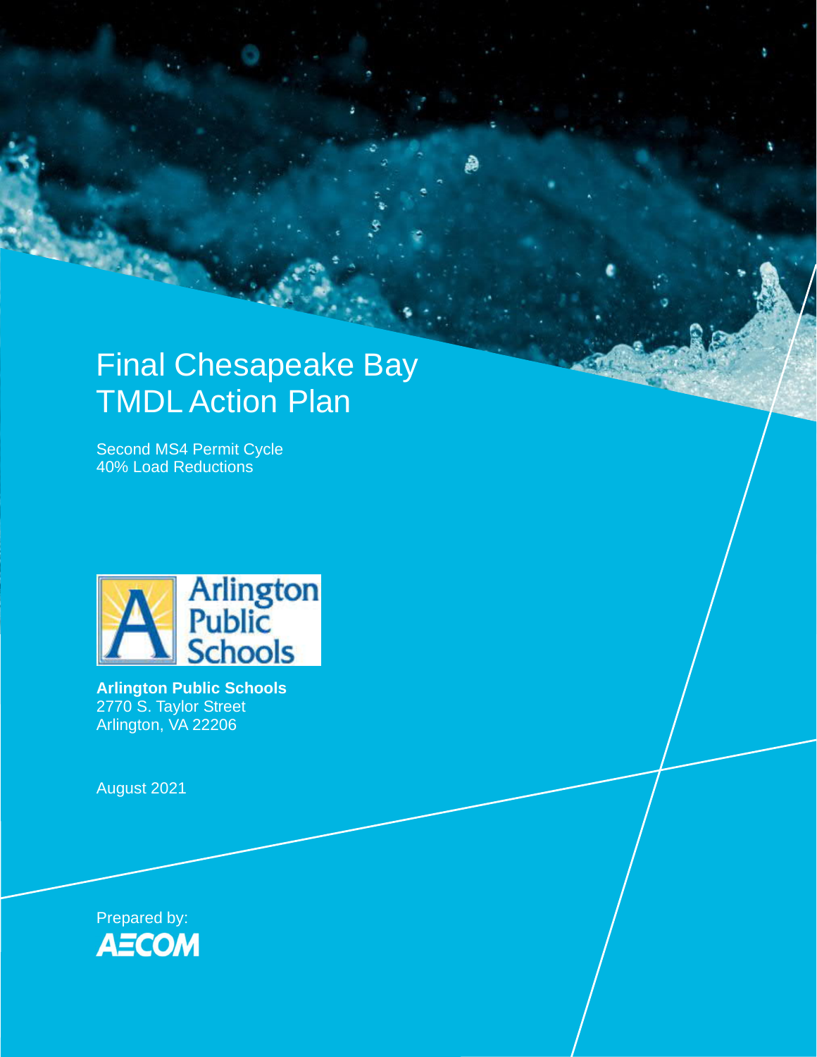# Final Chesapeake Bay TMDL Action Plan

Second MS4 Permit Cycle
40% Load Reductions

**Arlington Public Schools**
2770 S. Taylor Street
Arlington, VA 22206

August 2021

Prepared by:
AECOM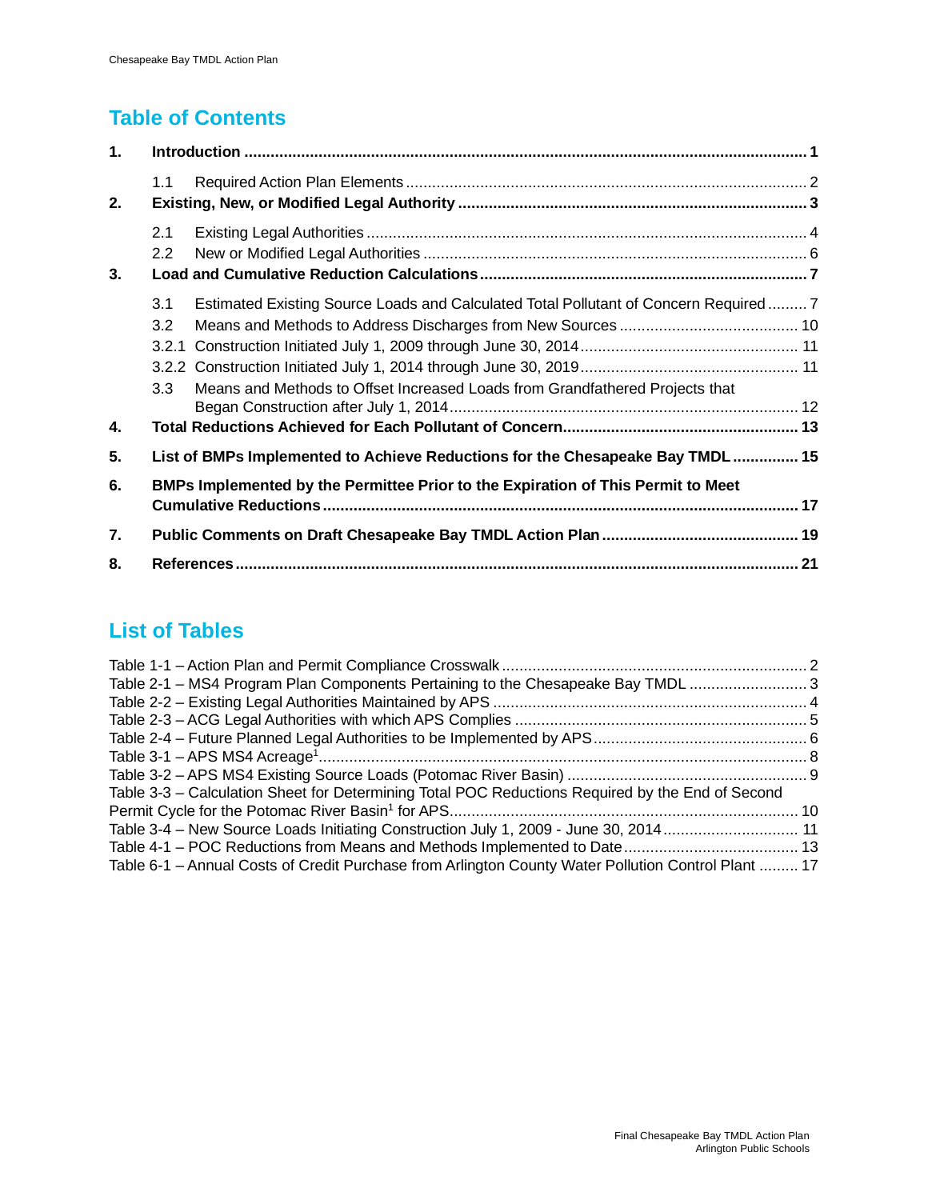# Table of Contents

| | | |
|---|---|---|
| **1.** | **Introduction** | **1** |
| 1.1 | Required Action Plan Elements | 2 |
| **2.** | **Existing, New, or Modified Legal Authority** | **3** |
| 2.1 | Existing Legal Authorities | 4 |
| 2.2 | New or Modified Legal Authorities | 6 |
| **3.** | **Load and Cumulative Reduction Calculations** | **7** |
| 3.1 | Estimated Existing Source Loads and Calculated Total Pollutant of Concern Required | 7 |
| 3.2 | Means and Methods to Address Discharges from New Sources | 10 |
| 3.2.1 | Construction Initiated July 1, 2009 through June 30, 2014 | 11 |
| 3.2.2 | Construction Initiated July 1, 2014 through June 30, 2019 | 11 |
| 3.3 | Means and Methods to Offset Increased Loads from Grandfathered Projects that Began Construction after July 1, 2014 | 12 |
| **4.** | **Total Reductions Achieved for Each Pollutant of Concern** | **13** |
| **5.** | **List of BMPs Implemented to Achieve Reductions for the Chesapeake Bay TMDL** | **15** |
| **6.** | **BMPs Implemented by the Permittee Prior to the Expiration of This Permit to Meet Cumulative Reductions** | **17** |
| **7.** | **Public Comments on Draft Chesapeake Bay TMDL Action Plan** | **19** |
| **8.** | **References** | **21** |

# List of Tables

| | |
|---|---|
| Table 1-1 – Action Plan and Permit Compliance Crosswalk | 2 |
| Table 2-1 – MS4 Program Plan Components Pertaining to the Chesapeake Bay TMDL | 3 |
| Table 2-2 – Existing Legal Authorities Maintained by APS | 4 |
| Table 2-3 – ACG Legal Authorities with which APS Complies | 5 |
| Table 2-4 – Future Planned Legal Authorities to be Implemented by APS | 6 |
| Table 3-1 – APS MS4 Acreage[1] | 8 |
| Table 3-2 – APS MS4 Existing Source Loads (Potomac River Basin) | 9 |
| Table 3-3 – Calculation Sheet for Determining Total POC Reductions Required by the End of Second Permit Cycle for the Potomac River Basin[1] for APS | 10 |
| Table 3-4 – New Source Loads Initiating Construction July 1, 2009 - June 30, 2014 | 11 |
| Table 4-1 – POC Reductions from Means and Methods Implemented to Date | 13 |
| Table 6-1 – Annual Costs of Credit Purchase from Arlington County Water Pollution Control Plant | 17 |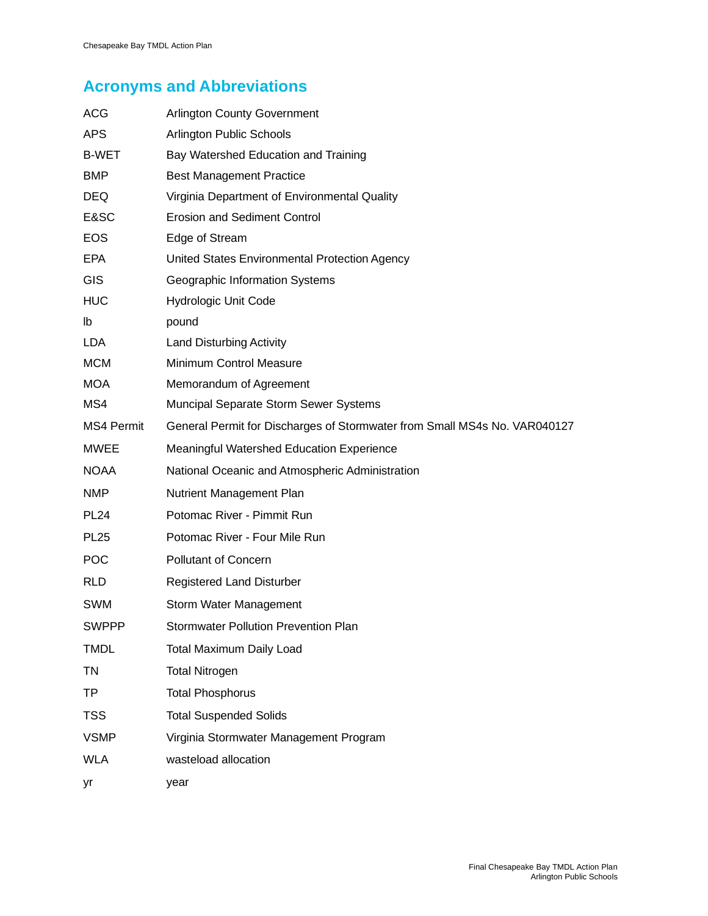## Acronyms and Abbreviations

| | |
|---|---|
| ACG | Arlington County Government |
| APS | Arlington Public Schools |
| B-WET | Bay Watershed Education and Training |
| BMP | Best Management Practice |
| DEQ | Virginia Department of Environmental Quality |
| E&SC | Erosion and Sediment Control |
| EOS | Edge of Stream |
| EPA | United States Environmental Protection Agency |
| GIS | Geographic Information Systems |
| HUC | Hydrologic Unit Code |
| lb | pound |
| LDA | Land Disturbing Activity |
| MCM | Minimum Control Measure |
| MOA | Memorandum of Agreement |
| MS4 | Muncipal Separate Storm Sewer Systems |
| MS4 Permit | General Permit for Discharges of Stormwater from Small MS4s No. VAR040127 |
| MWEE | Meaningful Watershed Education Experience |
| NOAA | National Oceanic and Atmospheric Administration |
| NMP | Nutrient Management Plan |
| PL24 | Potomac River - Pimmit Run |
| PL25 | Potomac River - Four Mile Run |
| POC | Pollutant of Concern |
| RLD | Registered Land Disturber |
| SWM | Storm Water Management |
| SWPPP | Stormwater Pollution Prevention Plan |
| TMDL | Total Maximum Daily Load |
| TN | Total Nitrogen |
| TP | Total Phosphorus |
| TSS | Total Suspended Solids |
| VSMP | Virginia Stormwater Management Program |
| WLA | wasteload allocation |
| yr | year |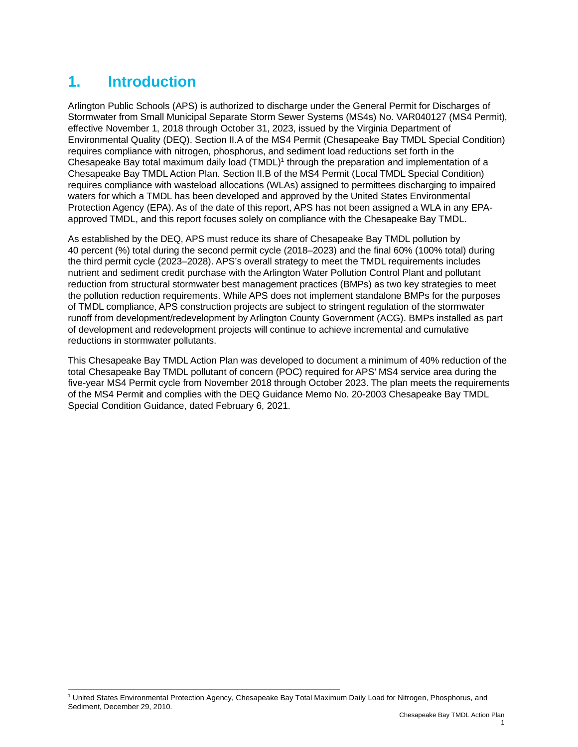# 1. Introduction

Arlington Public Schools (APS) is authorized to discharge under the General Permit for Discharges of Stormwater from Small Municipal Separate Storm Sewer Systems (MS4s) No. VAR040127 (MS4 Permit), effective November 1, 2018 through October 31, 2023, issued by the Virginia Department of Environmental Quality (DEQ). Section II.A of the MS4 Permit (Chesapeake Bay TMDL Special Condition) requires compliance with nitrogen, phosphorus, and sediment load reductions set forth in the Chesapeake Bay total maximum daily load (TMDL)[1] through the preparation and implementation of a Chesapeake Bay TMDL Action Plan. Section II.B of the MS4 Permit (Local TMDL Special Condition) requires compliance with wasteload allocations (WLAs) assigned to permittees discharging to impaired waters for which a TMDL has been developed and approved by the United States Environmental Protection Agency (EPA). As of the date of this report, APS has not been assigned a WLA in any EPA-approved TMDL, and this report focuses solely on compliance with the Chesapeake Bay TMDL.

As established by the DEQ, APS must reduce its share of Chesapeake Bay TMDL pollution by 40 percent (%) total during the second permit cycle (2018–2023) and the final 60% (100% total) during the third permit cycle (2023–2028). APS's overall strategy to meet the TMDL requirements includes nutrient and sediment credit purchase with the Arlington Water Pollution Control Plant and pollutant reduction from structural stormwater best management practices (BMPs) as two key strategies to meet the pollution reduction requirements. While APS does not implement standalone BMPs for the purposes of TMDL compliance, APS construction projects are subject to stringent regulation of the stormwater runoff from development/redevelopment by Arlington County Government (ACG). BMPs installed as part of development and redevelopment projects will continue to achieve incremental and cumulative reductions in stormwater pollutants.

This Chesapeake Bay TMDL Action Plan was developed to document a minimum of 40% reduction of the total Chesapeake Bay TMDL pollutant of concern (POC) required for APS' MS4 service area during the five-year MS4 Permit cycle from November 2018 through October 2023. The plan meets the requirements of the MS4 Permit and complies with the DEQ Guidance Memo No. 20-2003 Chesapeake Bay TMDL Special Condition Guidance, dated February 6, 2021.

---

[1] United States Environmental Protection Agency, Chesapeake Bay Total Maximum Daily Load for Nitrogen, Phosphorus, and Sediment, December 29, 2010.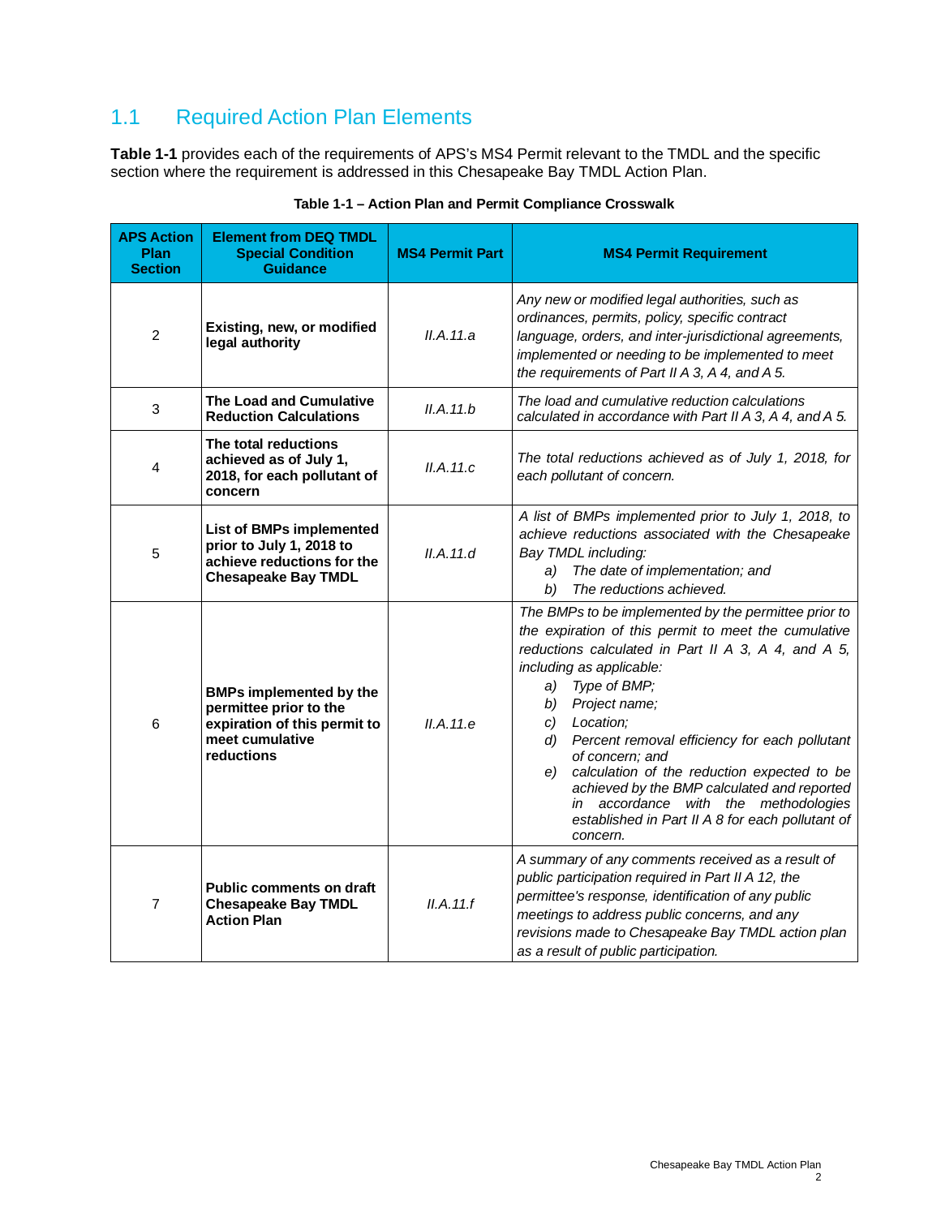## 1.1 Required Action Plan Elements

**Table 1-1** provides each of the requirements of APS's MS4 Permit relevant to the TMDL and the specific section where the requirement is addressed in this Chesapeake Bay TMDL Action Plan.

**Table 1-1 – Action Plan and Permit Compliance Crosswalk**

| APS Action Plan Section | Element from DEQ TMDL Special Condition Guidance | MS4 Permit Part | MS4 Permit Requirement |
|---|---|---|---|
| 2 | **Existing, new, or modified legal authority** | *II.A.11.a* | *Any new or modified legal authorities, such as ordinances, permits, policy, specific contract language, orders, and inter-jurisdictional agreements, implemented or needing to be implemented to meet the requirements of Part II A 3, A 4, and A 5.* |
| 3 | **The Load and Cumulative Reduction Calculations** | *II.A.11.b* | *The load and cumulative reduction calculations calculated in accordance with Part II A 3, A 4, and A 5.* |
| 4 | **The total reductions achieved as of July 1, 2018, for each pollutant of concern** | *II.A.11.c* | *The total reductions achieved as of July 1, 2018, for each pollutant of concern.* |
| 5 | **List of BMPs implemented prior to July 1, 2018 to achieve reductions for the Chesapeake Bay TMDL** | *II.A.11.d* | *A list of BMPs implemented prior to July 1, 2018, to achieve reductions associated with the Chesapeake Bay TMDL including:*<br>*a) The date of implementation; and*<br>*b) The reductions achieved.* |
| 6 | **BMPs implemented by the permittee prior to the expiration of this permit to meet cumulative reductions** | *II.A.11.e* | *The BMPs to be implemented by the permittee prior to the expiration of this permit to meet the cumulative reductions calculated in Part II A 3, A 4, and A 5, including as applicable:*<br>*a) Type of BMP;*<br>*b) Project name;*<br>*c) Location;*<br>*d) Percent removal efficiency for each pollutant of concern; and*<br>*e) calculation of the reduction expected to be achieved by the BMP calculated and reported in accordance with the methodologies established in Part II A 8 for each pollutant of concern.* |
| 7 | **Public comments on draft Chesapeake Bay TMDL Action Plan** | *II.A.11.f* | *A summary of any comments received as a result of public participation required in Part II A 12, the permittee's response, identification of any public meetings to address public concerns, and any revisions made to Chesapeake Bay TMDL action plan as a result of public participation.* |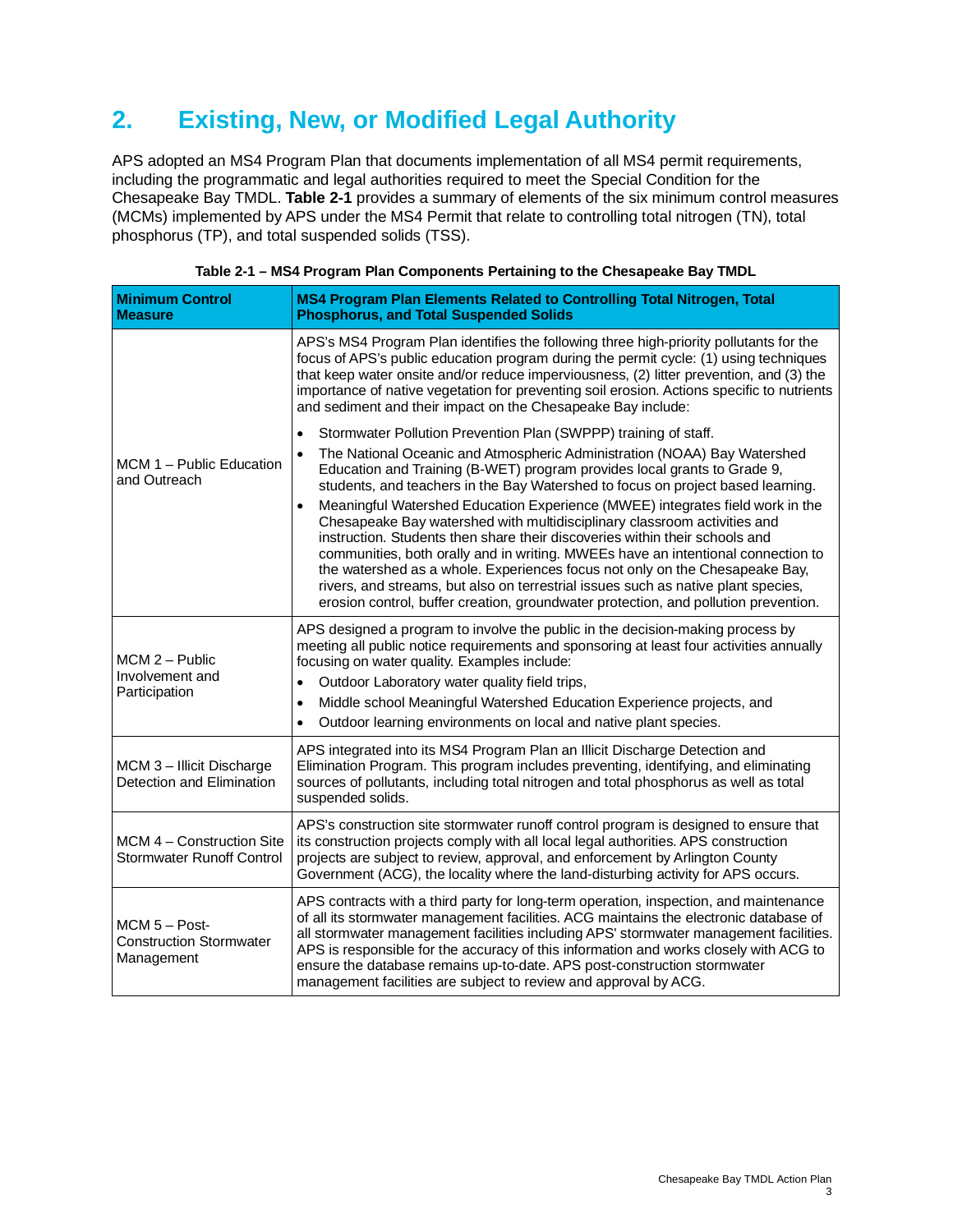# 2. Existing, New, or Modified Legal Authority

APS adopted an MS4 Program Plan that documents implementation of all MS4 permit requirements, including the programmatic and legal authorities required to meet the Special Condition for the Chesapeake Bay TMDL. **Table 2-1** provides a summary of elements of the six minimum control measures (MCMs) implemented by APS under the MS4 Permit that relate to controlling total nitrogen (TN), total phosphorus (TP), and total suspended solids (TSS).

**Table 2-1 – MS4 Program Plan Components Pertaining to the Chesapeake Bay TMDL**

| Minimum Control Measure | MS4 Program Plan Elements Related to Controlling Total Nitrogen, Total Phosphorus, and Total Suspended Solids |
|---|---|
| MCM 1 – Public Education and Outreach | APS's MS4 Program Plan identifies the following three high-priority pollutants for the focus of APS's public education program during the permit cycle: (1) using techniques that keep water onsite and/or reduce imperviousness, (2) litter prevention, and (3) the importance of native vegetation for preventing soil erosion. Actions specific to nutrients and sediment and their impact on the Chesapeake Bay include:<br>• Stormwater Pollution Prevention Plan (SWPPP) training of staff.<br>• The National Oceanic and Atmospheric Administration (NOAA) Bay Watershed Education and Training (B-WET) program provides local grants to Grade 9, students, and teachers in the Bay Watershed to focus on project based learning.<br>• Meaningful Watershed Education Experience (MWEE) integrates field work in the Chesapeake Bay watershed with multidisciplinary classroom activities and instruction. Students then share their discoveries within their schools and communities, both orally and in writing. MWEEs have an intentional connection to the watershed as a whole. Experiences focus not only on the Chesapeake Bay, rivers, and streams, but also on terrestrial issues such as native plant species, erosion control, buffer creation, groundwater protection, and pollution prevention. |
| MCM 2 – Public Involvement and Participation | APS designed a program to involve the public in the decision-making process by meeting all public notice requirements and sponsoring at least four activities annually focusing on water quality. Examples include:<br>• Outdoor Laboratory water quality field trips,<br>• Middle school Meaningful Watershed Education Experience projects, and<br>• Outdoor learning environments on local and native plant species. |
| MCM 3 – Illicit Discharge Detection and Elimination | APS integrated into its MS4 Program Plan an Illicit Discharge Detection and Elimination Program. This program includes preventing, identifying, and eliminating sources of pollutants, including total nitrogen and total phosphorus as well as total suspended solids. |
| MCM 4 – Construction Site Stormwater Runoff Control | APS's construction site stormwater runoff control program is designed to ensure that its construction projects comply with all local legal authorities. APS construction projects are subject to review, approval, and enforcement by Arlington County Government (ACG), the locality where the land-disturbing activity for APS occurs. |
| MCM 5 – Post-Construction Stormwater Management | APS contracts with a third party for long-term operation, inspection, and maintenance of all its stormwater management facilities. ACG maintains the electronic database of all stormwater management facilities including APS' stormwater management facilities. APS is responsible for the accuracy of this information and works closely with ACG to ensure the database remains up-to-date. APS post-construction stormwater management facilities are subject to review and approval by ACG. |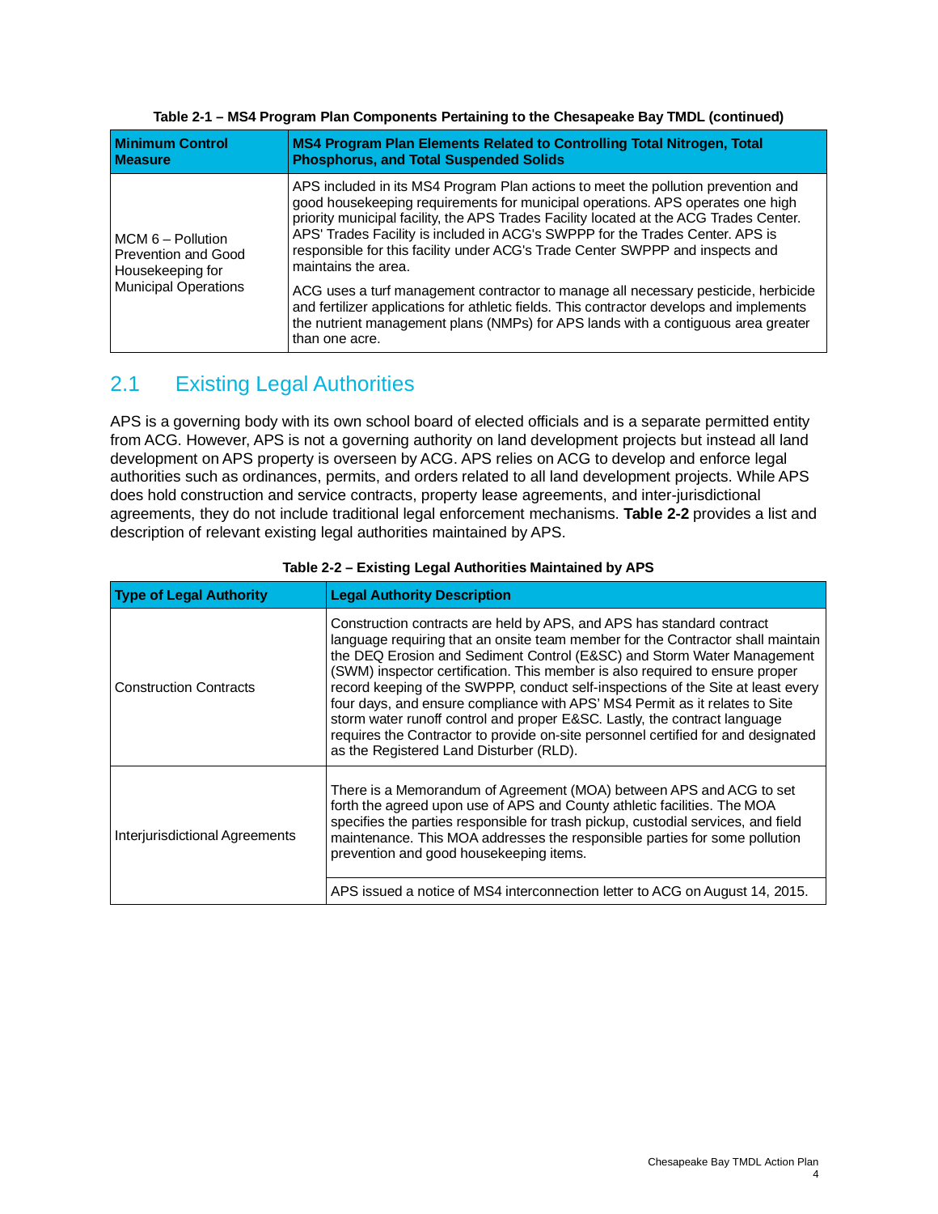**Table 2-1 – MS4 Program Plan Components Pertaining to the Chesapeake Bay TMDL (continued)**

| Minimum Control Measure | MS4 Program Plan Elements Related to Controlling Total Nitrogen, Total Phosphorus, and Total Suspended Solids |
|---|---|
| MCM 6 – Pollution Prevention and Good Housekeeping for Municipal Operations | APS included in its MS4 Program Plan actions to meet the pollution prevention and good housekeeping requirements for municipal operations. APS operates one high priority municipal facility, the APS Trades Facility located at the ACG Trades Center. APS' Trades Facility is included in ACG's SWPPP for the Trades Center. APS is responsible for this facility under ACG's Trade Center SWPPP and inspects and maintains the area.<br><br>ACG uses a turf management contractor to manage all necessary pesticide, herbicide and fertilizer applications for athletic fields. This contractor develops and implements the nutrient management plans (NMPs) for APS lands with a contiguous area greater than one acre. |

## 2.1 Existing Legal Authorities

APS is a governing body with its own school board of elected officials and is a separate permitted entity from ACG. However, APS is not a governing authority on land development projects but instead all land development on APS property is overseen by ACG. APS relies on ACG to develop and enforce legal authorities such as ordinances, permits, and orders related to all land development projects. While APS does hold construction and service contracts, property lease agreements, and inter-jurisdictional agreements, they do not include traditional legal enforcement mechanisms. **Table 2-2** provides a list and description of relevant existing legal authorities maintained by APS.

**Table 2-2 – Existing Legal Authorities Maintained by APS**

| Type of Legal Authority | Legal Authority Description |
|---|---|
| Construction Contracts | Construction contracts are held by APS, and APS has standard contract language requiring that an onsite team member for the Contractor shall maintain the DEQ Erosion and Sediment Control (E&SC) and Storm Water Management (SWM) inspector certification. This member is also required to ensure proper record keeping of the SWPPP, conduct self-inspections of the Site at least every four days, and ensure compliance with APS' MS4 Permit as it relates to Site storm water runoff control and proper E&SC. Lastly, the contract language requires the Contractor to provide on-site personnel certified for and designated as the Registered Land Disturber (RLD). |
| Interjurisdictional Agreements | There is a Memorandum of Agreement (MOA) between APS and ACG to set forth the agreed upon use of APS and County athletic facilities. The MOA specifies the parties responsible for trash pickup, custodial services, and field maintenance. This MOA addresses the responsible parties for some pollution prevention and good housekeeping items. |
| | APS issued a notice of MS4 interconnection letter to ACG on August 14, 2015. |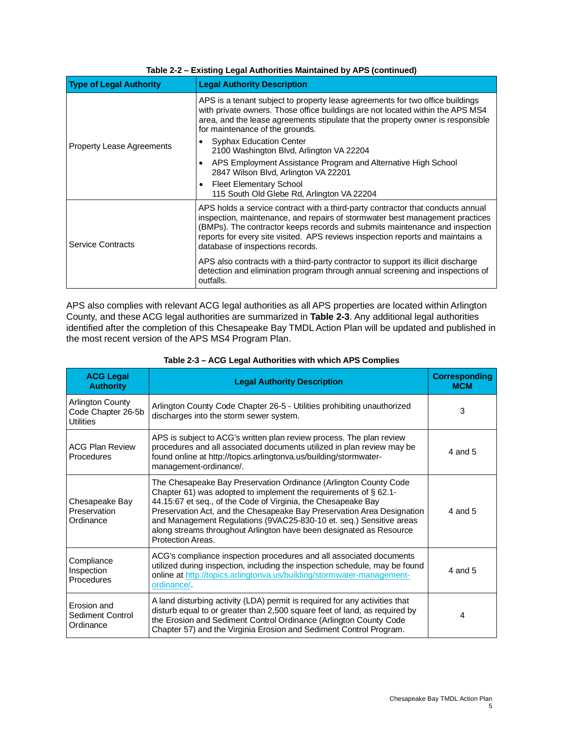**Table 2-2 – Existing Legal Authorities Maintained by APS (continued)**

| Type of Legal Authority | Legal Authority Description |
| --- | --- |
| Property Lease Agreements | APS is a tenant subject to property lease agreements for two office buildings with private owners. Those office buildings are not located within the APS MS4 area, and the lease agreements stipulate that the property owner is responsible for maintenance of the grounds.<br>• Syphax Education Center<br>2100 Washington Blvd, Arlington VA 22204<br>• APS Employment Assistance Program and Alternative High School<br>2847 Wilson Blvd, Arlington VA 22201<br>• Fleet Elementary School<br>115 South Old Glebe Rd, Arlington VA 22204 |
| Service Contracts | APS holds a service contract with a third-party contractor that conducts annual inspection, maintenance, and repairs of stormwater best management practices (BMPs). The contractor keeps records and submits maintenance and inspection reports for every site visited. APS reviews inspection reports and maintains a database of inspections records.<br><br>APS also contracts with a third-party contractor to support its illicit discharge detection and elimination program through annual screening and inspections of outfalls. |

APS also complies with relevant ACG legal authorities as all APS properties are located within Arlington County, and these ACG legal authorities are summarized in **Table 2-3**. Any additional legal authorities identified after the completion of this Chesapeake Bay TMDL Action Plan will be updated and published in the most recent version of the APS MS4 Program Plan.

**Table 2-3 – ACG Legal Authorities with which APS Complies**

| ACG Legal Authority | Legal Authority Description | Corresponding MCM |
| --- | --- | --- |
| Arlington County Code Chapter 26-5b Utilities | Arlington County Code Chapter 26-5 - Utilities prohibiting unauthorized discharges into the storm sewer system. | 3 |
| ACG Plan Review Procedures | APS is subject to ACG's written plan review process. The plan review procedures and all associated documents utilized in plan review may be found online at http://topics.arlingtonva.us/building/stormwater-management-ordinance/. | 4 and 5 |
| Chesapeake Bay Preservation Ordinance | The Chesapeake Bay Preservation Ordinance (Arlington County Code Chapter 61) was adopted to implement the requirements of § 62.1-44.15:67 et seq., of the Code of Virginia, the Chesapeake Bay Preservation Act, and the Chesapeake Bay Preservation Area Designation and Management Regulations (9VAC25-830-10 et. seq.) Sensitive areas along streams throughout Arlington have been designated as Resource Protection Areas. | 4 and 5 |
| Compliance Inspection Procedures | ACG's compliance inspection procedures and all associated documents utilized during inspection, including the inspection schedule, may be found online at [http://topics.arlingtonva.us/building/stormwater-management-ordinance/](http://topics.arlingtonva.us/building/stormwater-management-ordinance/). | 4 and 5 |
| Erosion and Sediment Control Ordinance | A land disturbing activity (LDA) permit is required for any activities that disturb equal to or greater than 2,500 square feet of land, as required by the Erosion and Sediment Control Ordinance (Arlington County Code Chapter 57) and the Virginia Erosion and Sediment Control Program. | 4 |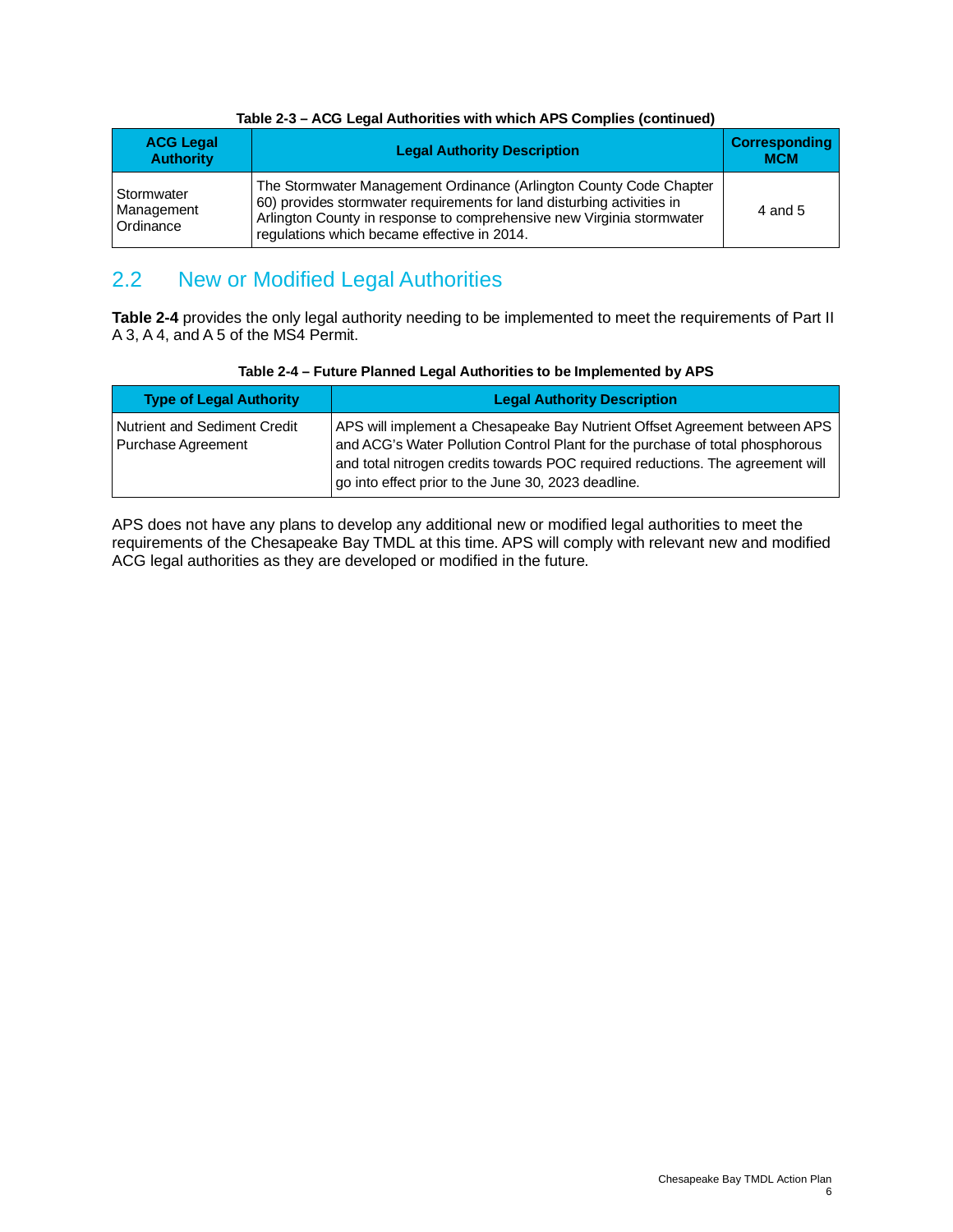**Table 2-3 – ACG Legal Authorities with which APS Complies (continued)**

| ACG Legal Authority | Legal Authority Description | Corresponding MCM |
|---|---|---|
| Stormwater Management Ordinance | The Stormwater Management Ordinance (Arlington County Code Chapter 60) provides stormwater requirements for land disturbing activities in Arlington County in response to comprehensive new Virginia stormwater regulations which became effective in 2014. | 4 and 5 |

## 2.2 New or Modified Legal Authorities

**Table 2-4** provides the only legal authority needing to be implemented to meet the requirements of Part II A 3, A 4, and A 5 of the MS4 Permit.

**Table 2-4 – Future Planned Legal Authorities to be Implemented by APS**

| Type of Legal Authority | Legal Authority Description |
|---|---|
| Nutrient and Sediment Credit Purchase Agreement | APS will implement a Chesapeake Bay Nutrient Offset Agreement between APS and ACG's Water Pollution Control Plant for the purchase of total phosphorous and total nitrogen credits towards POC required reductions. The agreement will go into effect prior to the June 30, 2023 deadline. |

APS does not have any plans to develop any additional new or modified legal authorities to meet the requirements of the Chesapeake Bay TMDL at this time. APS will comply with relevant new and modified ACG legal authorities as they are developed or modified in the future.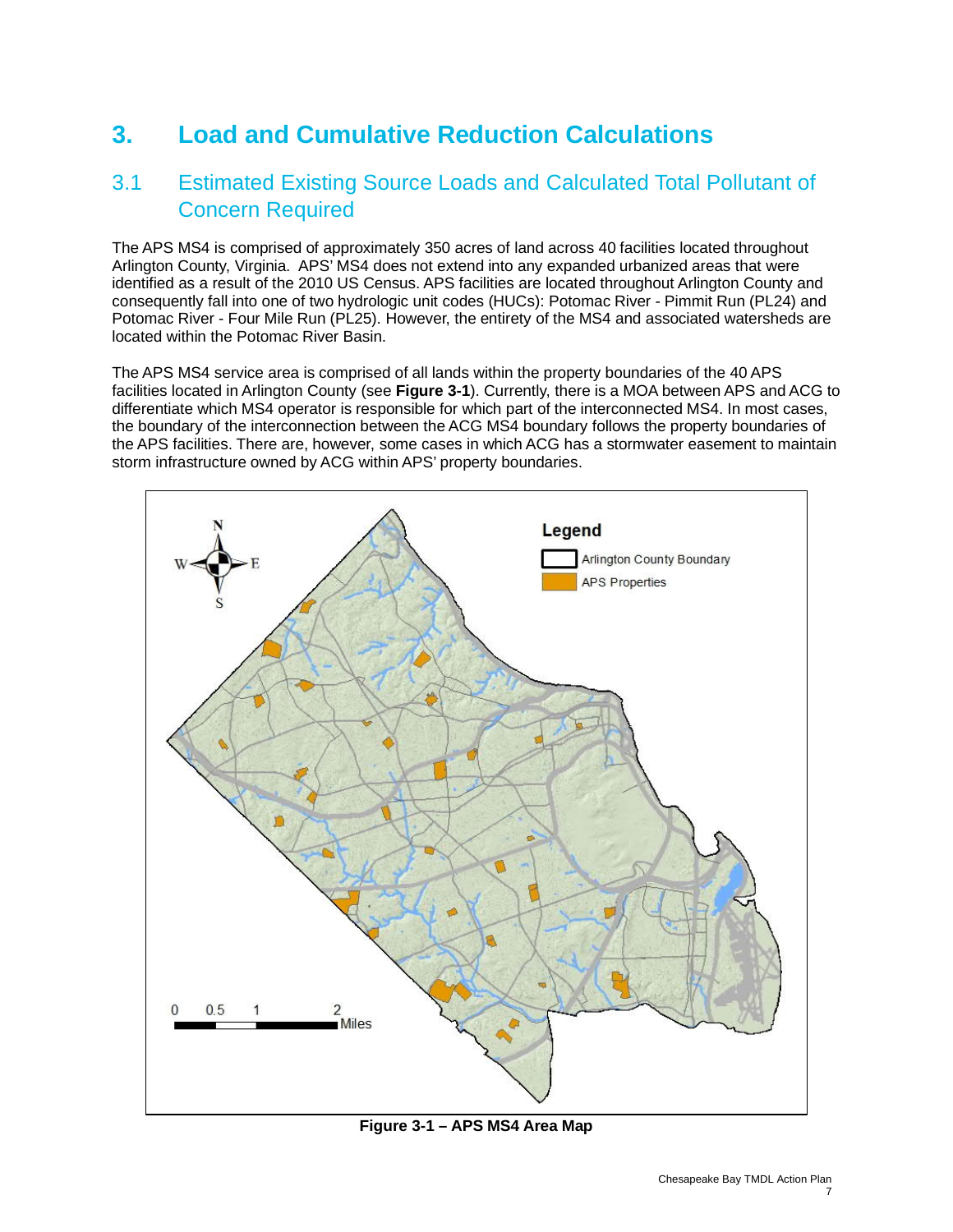# 3. Load and Cumulative Reduction Calculations

## 3.1 Estimated Existing Source Loads and Calculated Total Pollutant of Concern Required

The APS MS4 is comprised of approximately 350 acres of land across 40 facilities located throughout Arlington County, Virginia. APS' MS4 does not extend into any expanded urbanized areas that were identified as a result of the 2010 US Census. APS facilities are located throughout Arlington County and consequently fall into one of two hydrologic unit codes (HUCs): Potomac River - Pimmit Run (PL24) and Potomac River - Four Mile Run (PL25). However, the entirety of the MS4 and associated watersheds are located within the Potomac River Basin.

The APS MS4 service area is comprised of all lands within the property boundaries of the 40 APS facilities located in Arlington County (see **Figure 3-1**). Currently, there is a MOA between APS and ACG to differentiate which MS4 operator is responsible for which part of the interconnected MS4. In most cases, the boundary of the interconnection between the ACG MS4 boundary follows the property boundaries of the APS facilities. There are, however, some cases in which ACG has a stormwater easement to maintain storm infrastructure owned by ACG within APS' property boundaries.

**Figure 3-1 – APS MS4 Area Map**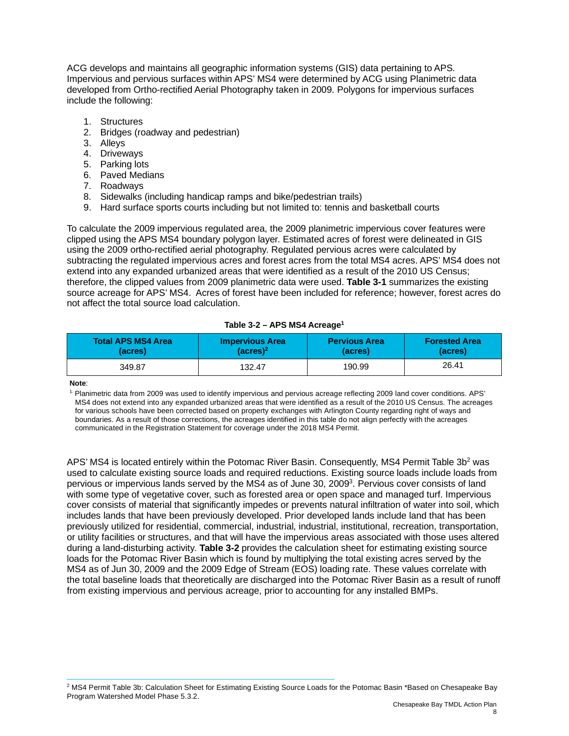ACG develops and maintains all geographic information systems (GIS) data pertaining to APS. Impervious and pervious surfaces within APS' MS4 were determined by ACG using Planimetric data developed from Ortho-rectified Aerial Photography taken in 2009. Polygons for impervious surfaces include the following:

1. Structures
2. Bridges (roadway and pedestrian)
3. Alleys
4. Driveways
5. Parking lots
6. Paved Medians
7. Roadways
8. Sidewalks (including handicap ramps and bike/pedestrian trails)
9. Hard surface sports courts including but not limited to: tennis and basketball courts

To calculate the 2009 impervious regulated area, the 2009 planimetric impervious cover features were clipped using the APS MS4 boundary polygon layer. Estimated acres of forest were delineated in GIS using the 2009 ortho-rectified aerial photography. Regulated pervious acres were calculated by subtracting the regulated impervious acres and forest acres from the total MS4 acres. APS' MS4 does not extend into any expanded urbanized areas that were identified as a result of the 2010 US Census; therefore, the clipped values from 2009 planimetric data were used. **Table 3-1** summarizes the existing source acreage for APS' MS4. Acres of forest have been included for reference; however, forest acres do not affect the total source load calculation.

**Table 3-2 – APS MS4 Acreage[1]**

| Total APS MS4 Area (acres) | Impervious Area (acres)[2] | Pervious Area (acres) | Forested Area (acres) |
|---|---|---|---|
| 349.87 | 132.47 | 190.99 | 26.41 |

**Note**:

[1] Planimetric data from 2009 was used to identify impervious and pervious acreage reflecting 2009 land cover conditions. APS' MS4 does not extend into any expanded urbanized areas that were identified as a result of the 2010 US Census. The acreages for various schools have been corrected based on property exchanges with Arlington County regarding right of ways and boundaries. As a result of those corrections, the acreages identified in this table do not align perfectly with the acreages communicated in the Registration Statement for coverage under the 2018 MS4 Permit.

APS' MS4 is located entirely within the Potomac River Basin. Consequently, MS4 Permit Table 3b[2] was used to calculate existing source loads and required reductions. Existing source loads include loads from pervious or impervious lands served by the MS4 as of June 30, 2009[3]. Pervious cover consists of land with some type of vegetative cover, such as forested area or open space and managed turf. Impervious cover consists of material that significantly impedes or prevents natural infiltration of water into soil, which includes lands that have been previously developed. Prior developed lands include land that has been previously utilized for residential, commercial, industrial, industrial, institutional, recreation, transportation, or utility facilities or structures, and that will have the impervious areas associated with those uses altered during a land-disturbing activity. **Table 3-2** provides the calculation sheet for estimating existing source loads for the Potomac River Basin which is found by multiplying the total existing acres served by the MS4 as of Jun 30, 2009 and the 2009 Edge of Stream (EOS) loading rate. These values correlate with the total baseline loads that theoretically are discharged into the Potomac River Basin as a result of runoff from existing impervious and pervious acreage, prior to accounting for any installed BMPs.

[2] MS4 Permit Table 3b: Calculation Sheet for Estimating Existing Source Loads for the Potomac Basin *Based on Chesapeake Bay Program Watershed Model Phase 5.3.2.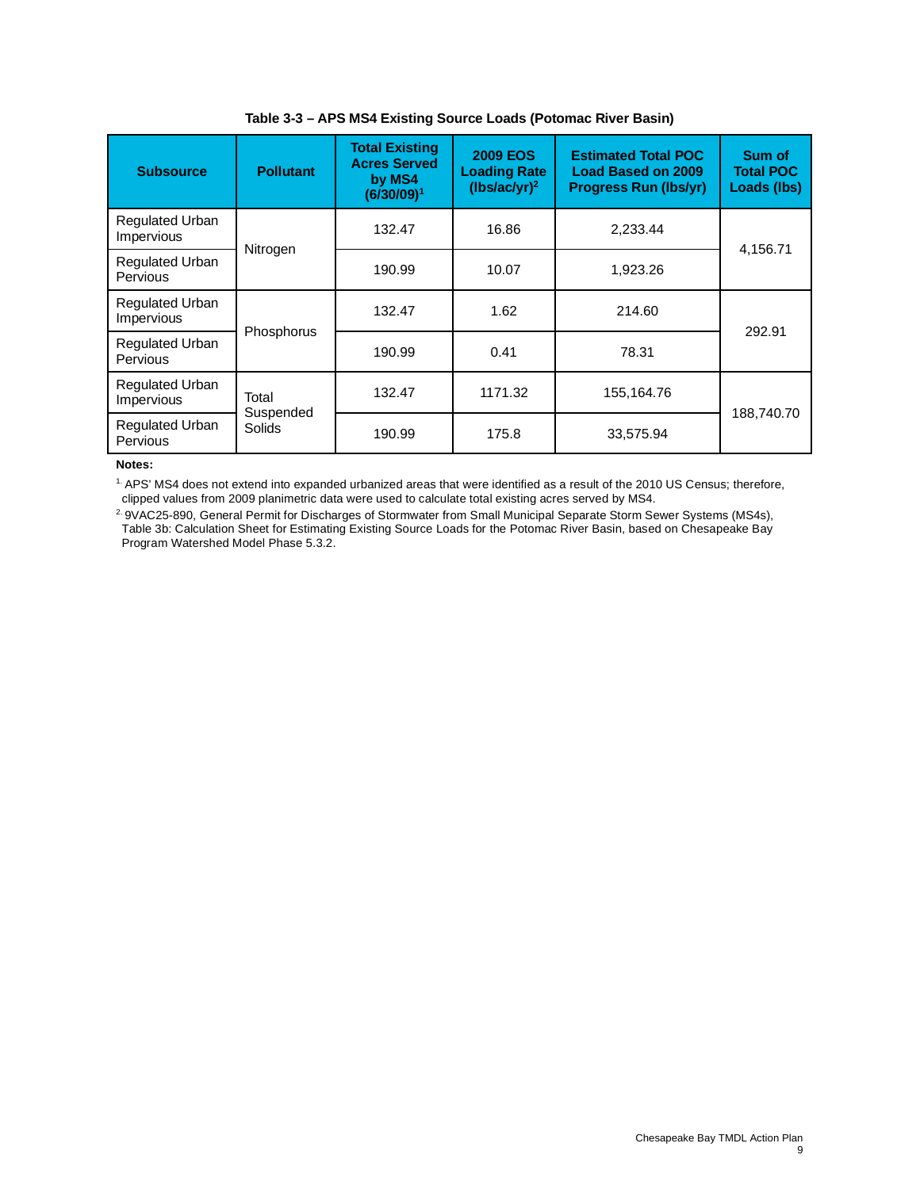**Table 3-3 – APS MS4 Existing Source Loads (Potomac River Basin)**

| Subsource | Pollutant | Total Existing Acres Served by MS4 (6/30/09)[1] | 2009 EOS Loading Rate (lbs/ac/yr)[2] | Estimated Total POC Load Based on 2009 Progress Run (lbs/yr) | Sum of Total POC Loads (lbs) |
|---|---|---|---|---|---|
| Regulated Urban Impervious | Nitrogen | 132.47 | 16.86 | 2,233.44 | 4,156.71 |
| Regulated Urban Pervious | | 190.99 | 10.07 | 1,923.26 | |
| Regulated Urban Impervious | Phosphorus | 132.47 | 1.62 | 214.60 | 292.91 |
| Regulated Urban Pervious | | 190.99 | 0.41 | 78.31 | |
| Regulated Urban Impervious | Total Suspended Solids | 132.47 | 1171.32 | 155,164.76 | 188,740.70 |
| Regulated Urban Pervious | | 190.99 | 175.8 | 33,575.94 | |

**Notes:**

[1] APS' MS4 does not extend into expanded urbanized areas that were identified as a result of the 2010 US Census; therefore, clipped values from 2009 planimetric data were used to calculate total existing acres served by MS4.

[2] 9VAC25-890, General Permit for Discharges of Stormwater from Small Municipal Separate Storm Sewer Systems (MS4s), Table 3b: Calculation Sheet for Estimating Existing Source Loads for the Potomac River Basin, based on Chesapeake Bay Program Watershed Model Phase 5.3.2.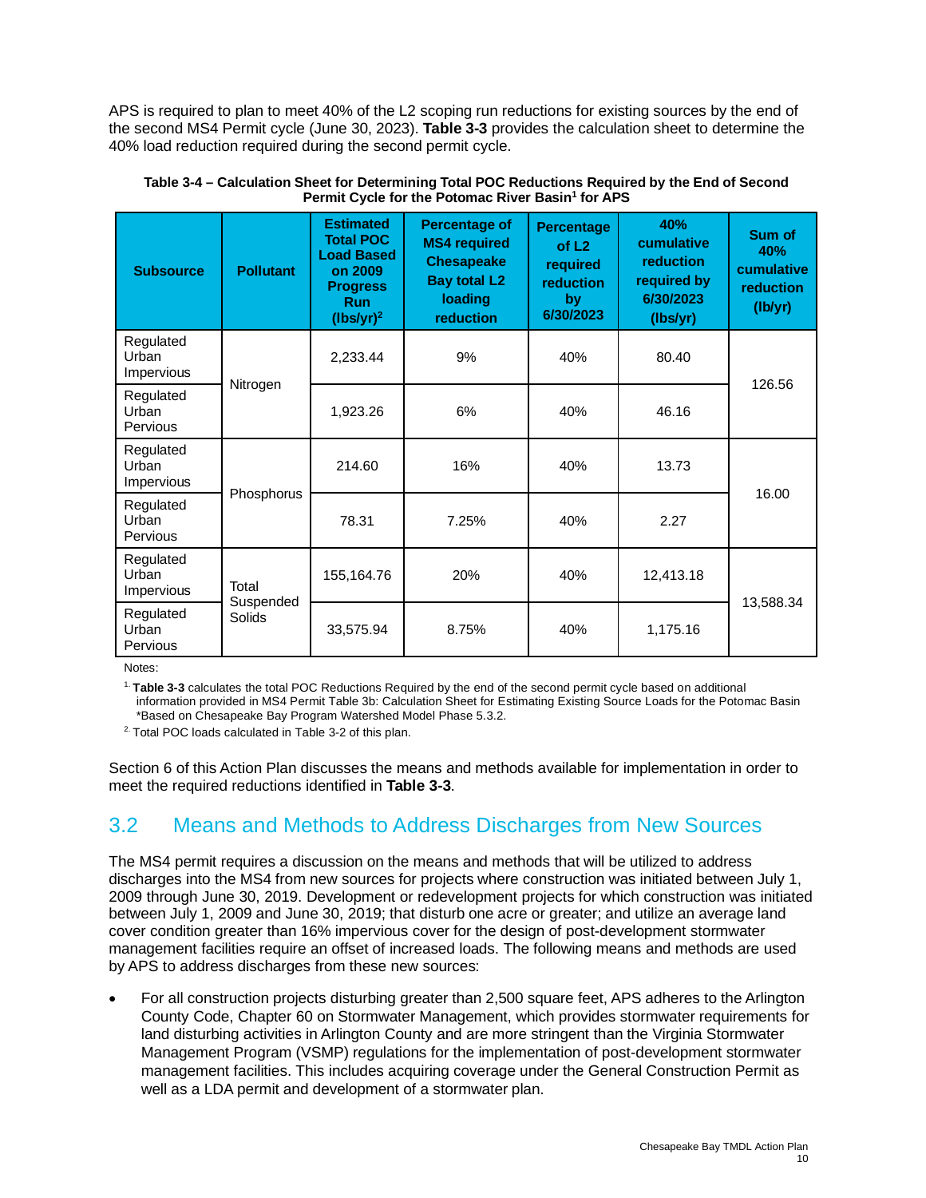APS is required to plan to meet 40% of the L2 scoping run reductions for existing sources by the end of the second MS4 Permit cycle (June 30, 2023). **Table 3-3** provides the calculation sheet to determine the 40% load reduction required during the second permit cycle.

**Table 3-4 – Calculation Sheet for Determining Total POC Reductions Required by the End of Second Permit Cycle for the Potomac River Basin[1] for APS**

| Subsource | Pollutant | Estimated Total POC Load Based on 2009 Progress Run (lbs/yr)[2] | Percentage of MS4 required Chesapeake Bay total L2 loading reduction | Percentage of L2 required reduction by 6/30/2023 | 40% cumulative reduction required by 6/30/2023 (lbs/yr) | Sum of 40% cumulative reduction (lb/yr) |
|---|---|---|---|---|---|---|
| Regulated Urban Impervious | Nitrogen | 2,233.44 | 9% | 40% | 80.40 | 126.56 |
| Regulated Urban Pervious | | 1,923.26 | 6% | 40% | 46.16 | |
| Regulated Urban Impervious | Phosphorus | 214.60 | 16% | 40% | 13.73 | 16.00 |
| Regulated Urban Pervious | | 78.31 | 7.25% | 40% | 2.27 | |
| Regulated Urban Impervious | Total Suspended Solids | 155,164.76 | 20% | 40% | 12,413.18 | 13,588.34 |
| Regulated Urban Pervious | | 33,575.94 | 8.75% | 40% | 1,175.16 | |

Notes:

1. **Table 3-3** calculates the total POC Reductions Required by the end of the second permit cycle based on additional information provided in MS4 Permit Table 3b: Calculation Sheet for Estimating Existing Source Loads for the Potomac Basin *Based on Chesapeake Bay Program Watershed Model Phase 5.3.2.
2. Total POC loads calculated in Table 3-2 of this plan.

Section 6 of this Action Plan discusses the means and methods available for implementation in order to meet the required reductions identified in **Table 3-3**.

## 3.2 Means and Methods to Address Discharges from New Sources

The MS4 permit requires a discussion on the means and methods that will be utilized to address discharges into the MS4 from new sources for projects where construction was initiated between July 1, 2009 through June 30, 2019. Development or redevelopment projects for which construction was initiated between July 1, 2009 and June 30, 2019; that disturb one acre or greater; and utilize an average land cover condition greater than 16% impervious cover for the design of post-development stormwater management facilities require an offset of increased loads. The following means and methods are used by APS to address discharges from these new sources:

- For all construction projects disturbing greater than 2,500 square feet, APS adheres to the Arlington County Code, Chapter 60 on Stormwater Management, which provides stormwater requirements for land disturbing activities in Arlington County and are more stringent than the Virginia Stormwater Management Program (VSMP) regulations for the implementation of post-development stormwater management facilities. This includes acquiring coverage under the General Construction Permit as well as a LDA permit and development of a stormwater plan.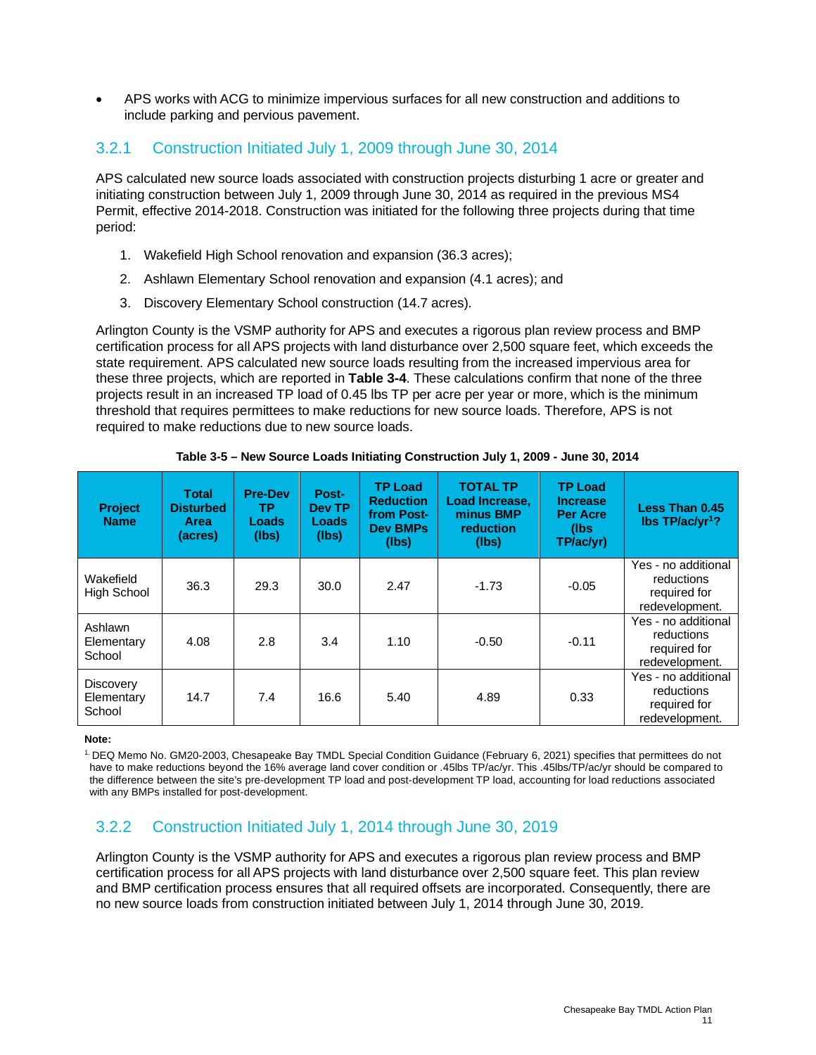- APS works with ACG to minimize impervious surfaces for all new construction and additions to include parking and pervious pavement.

### 3.2.1 Construction Initiated July 1, 2009 through June 30, 2014

APS calculated new source loads associated with construction projects disturbing 1 acre or greater and initiating construction between July 1, 2009 through June 30, 2014 as required in the previous MS4 Permit, effective 2014-2018. Construction was initiated for the following three projects during that time period:

1. Wakefield High School renovation and expansion (36.3 acres);
2. Ashlawn Elementary School renovation and expansion (4.1 acres); and
3. Discovery Elementary School construction (14.7 acres).

Arlington County is the VSMP authority for APS and executes a rigorous plan review process and BMP certification process for all APS projects with land disturbance over 2,500 square feet, which exceeds the state requirement. APS calculated new source loads resulting from the increased impervious area for these three projects, which are reported in **Table 3-4**. These calculations confirm that none of the three projects result in an increased TP load of 0.45 lbs TP per acre per year or more, which is the minimum threshold that requires permittees to make reductions for new source loads. Therefore, APS is not required to make reductions due to new source loads.

**Table 3-5 – New Source Loads Initiating Construction July 1, 2009 - June 30, 2014**

| Project Name | Total Disturbed Area (acres) | Pre-Dev TP Loads (lbs) | Post-Dev TP Loads (lbs) | TP Load Reduction from Post-Dev BMPs (lbs) | TOTAL TP Load Increase, minus BMP reduction (lbs) | TP Load Increase Per Acre (lbs TP/ac/yr) | Less Than 0.45 lbs TP/ac/yr[1]? |
|---|---|---|---|---|---|---|---|
| Wakefield High School | 36.3 | 29.3 | 30.0 | 2.47 | -1.73 | -0.05 | Yes - no additional reductions required for redevelopment. |
| Ashlawn Elementary School | 4.08 | 2.8 | 3.4 | 1.10 | -0.50 | -0.11 | Yes - no additional reductions required for redevelopment. |
| Discovery Elementary School | 14.7 | 7.4 | 16.6 | 5.40 | 4.89 | 0.33 | Yes - no additional reductions required for redevelopment. |

**Note:**

[1] DEQ Memo No. GM20-2003, Chesapeake Bay TMDL Special Condition Guidance (February 6, 2021) specifies that permittees do not have to make reductions beyond the 16% average land cover condition or .45lbs TP/ac/yr. This .45lbs/TP/ac/yr should be compared to the difference between the site's pre-development TP load and post-development TP load, accounting for load reductions associated with any BMPs installed for post-development.

### 3.2.2 Construction Initiated July 1, 2014 through June 30, 2019

Arlington County is the VSMP authority for APS and executes a rigorous plan review process and BMP certification process for all APS projects with land disturbance over 2,500 square feet. This plan review and BMP certification process ensures that all required offsets are incorporated. Consequently, there are no new source loads from construction initiated between July 1, 2014 through June 30, 2019.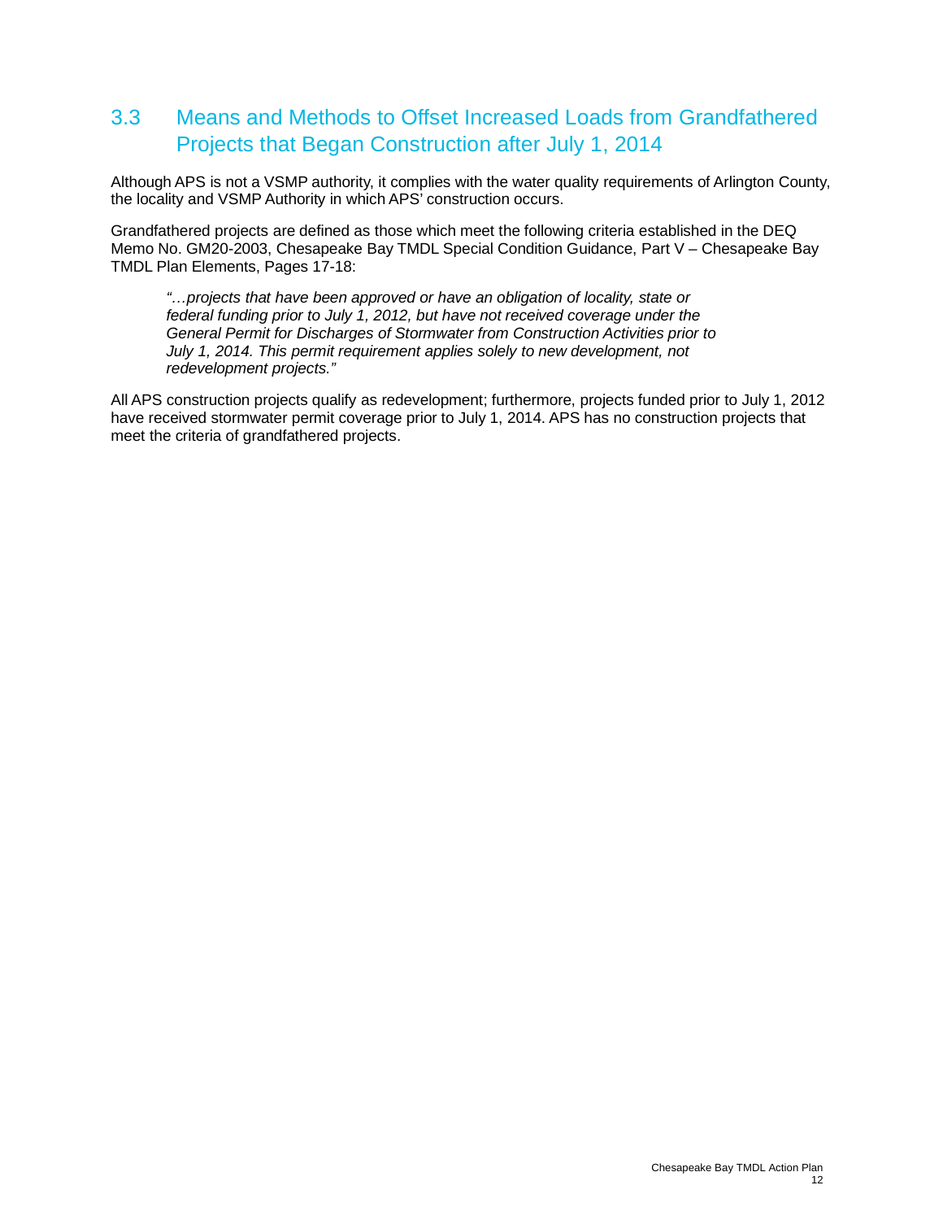## 3.3 Means and Methods to Offset Increased Loads from Grandfathered Projects that Began Construction after July 1, 2014

Although APS is not a VSMP authority, it complies with the water quality requirements of Arlington County, the locality and VSMP Authority in which APS' construction occurs.

Grandfathered projects are defined as those which meet the following criteria established in the DEQ Memo No. GM20-2003, Chesapeake Bay TMDL Special Condition Guidance, Part V – Chesapeake Bay TMDL Plan Elements, Pages 17-18:

> *"…projects that have been approved or have an obligation of locality, state or federal funding prior to July 1, 2012, but have not received coverage under the General Permit for Discharges of Stormwater from Construction Activities prior to July 1, 2014. This permit requirement applies solely to new development, not redevelopment projects."*

All APS construction projects qualify as redevelopment; furthermore, projects funded prior to July 1, 2012 have received stormwater permit coverage prior to July 1, 2014. APS has no construction projects that meet the criteria of grandfathered projects.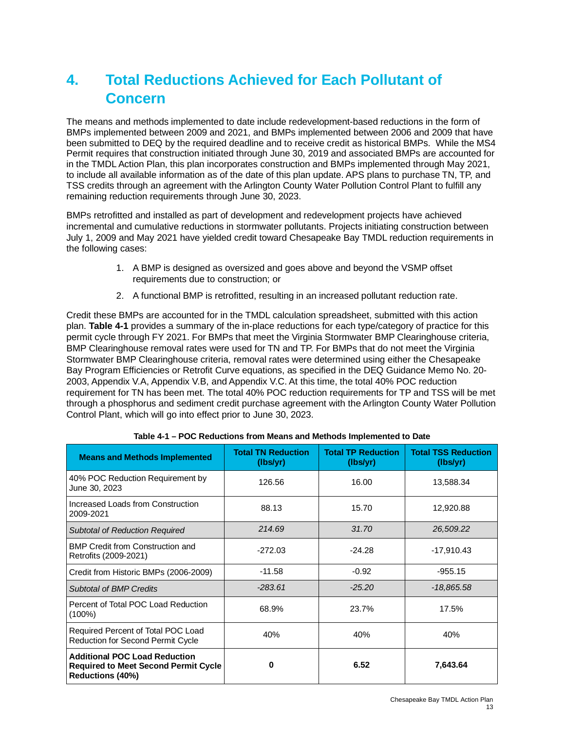# 4. Total Reductions Achieved for Each Pollutant of Concern

The means and methods implemented to date include redevelopment-based reductions in the form of BMPs implemented between 2009 and 2021, and BMPs implemented between 2006 and 2009 that have been submitted to DEQ by the required deadline and to receive credit as historical BMPs. While the MS4 Permit requires that construction initiated through June 30, 2019 and associated BMPs are accounted for in the TMDL Action Plan, this plan incorporates construction and BMPs implemented through May 2021, to include all available information as of the date of this plan update. APS plans to purchase TN, TP, and TSS credits through an agreement with the Arlington County Water Pollution Control Plant to fulfill any remaining reduction requirements through June 30, 2023.

BMPs retrofitted and installed as part of development and redevelopment projects have achieved incremental and cumulative reductions in stormwater pollutants. Projects initiating construction between July 1, 2009 and May 2021 have yielded credit toward Chesapeake Bay TMDL reduction requirements in the following cases:

1. A BMP is designed as oversized and goes above and beyond the VSMP offset requirements due to construction; or
2. A functional BMP is retrofitted, resulting in an increased pollutant reduction rate.

Credit these BMPs are accounted for in the TMDL calculation spreadsheet, submitted with this action plan. **Table 4-1** provides a summary of the in-place reductions for each type/category of practice for this permit cycle through FY 2021. For BMPs that meet the Virginia Stormwater BMP Clearinghouse criteria, BMP Clearinghouse removal rates were used for TN and TP. For BMPs that do not meet the Virginia Stormwater BMP Clearinghouse criteria, removal rates were determined using either the Chesapeake Bay Program Efficiencies or Retrofit Curve equations, as specified in the DEQ Guidance Memo No. 20-2003, Appendix V.A, Appendix V.B, and Appendix V.C. At this time, the total 40% POC reduction requirement for TN has been met. The total 40% POC reduction requirements for TP and TSS will be met through a phosphorus and sediment credit purchase agreement with the Arlington County Water Pollution Control Plant, which will go into effect prior to June 30, 2023.

**Table 4-1 – POC Reductions from Means and Methods Implemented to Date**

| Means and Methods Implemented | Total TN Reduction (lbs/yr) | Total TP Reduction (lbs/yr) | Total TSS Reduction (lbs/yr) |
|---|---|---|---|
| 40% POC Reduction Requirement by June 30, 2023 | 126.56 | 16.00 | 13,588.34 |
| Increased Loads from Construction 2009-2021 | 88.13 | 15.70 | 12,920.88 |
| *Subtotal of Reduction Required* | *214.69* | *31.70* | *26,509.22* |
| BMP Credit from Construction and Retrofits (2009-2021) | -272.03 | -24.28 | -17,910.43 |
| Credit from Historic BMPs (2006-2009) | -11.58 | -0.92 | -955.15 |
| *Subtotal of BMP Credits* | *-283.61* | *-25.20* | *-18,865.58* |
| Percent of Total POC Load Reduction (100%) | 68.9% | 23.7% | 17.5% |
| Required Percent of Total POC Load Reduction for Second Permit Cycle | 40% | 40% | 40% |
| **Additional POC Load Reduction Required to Meet Second Permit Cycle Reductions (40%)** | **0** | **6.52** | **7,643.64** |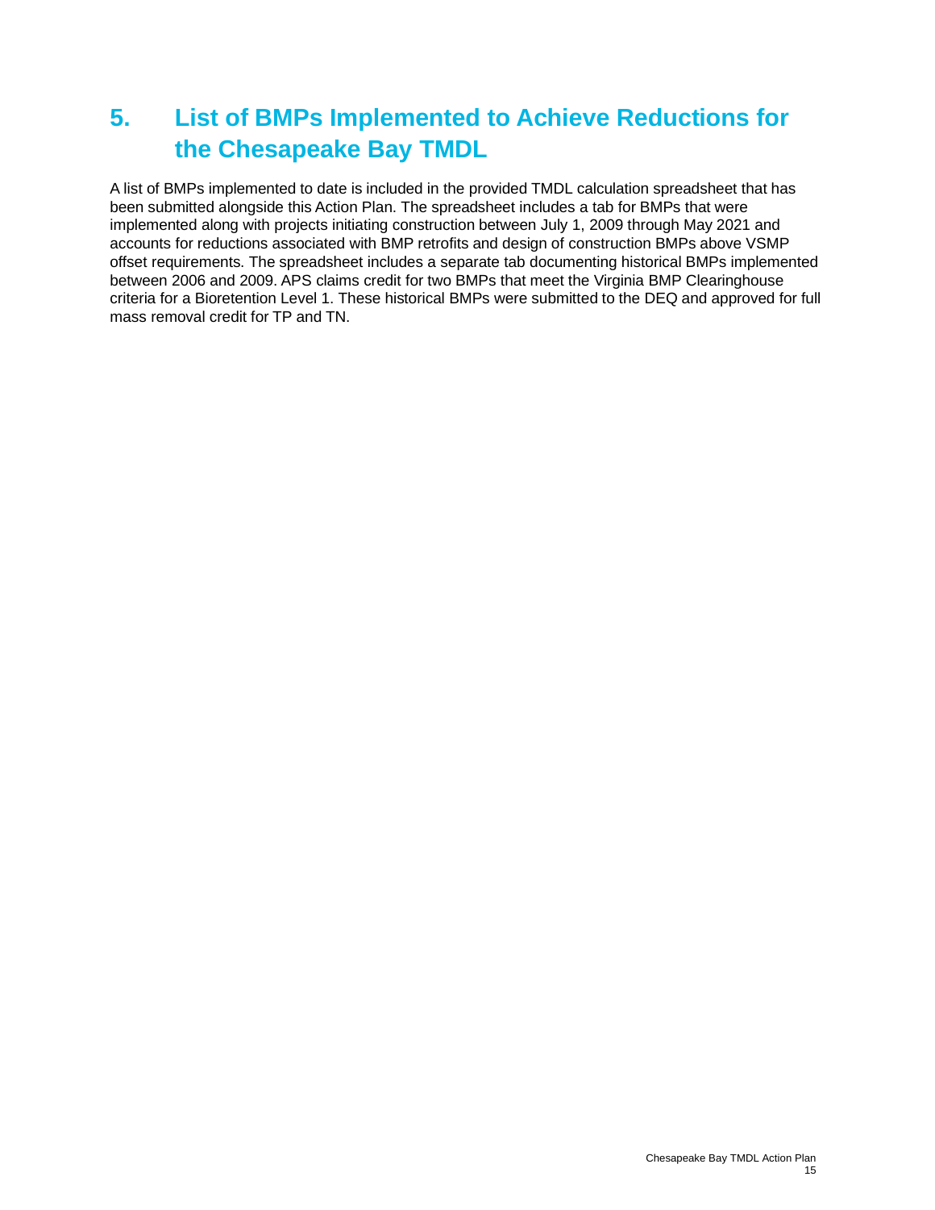# 5. List of BMPs Implemented to Achieve Reductions for the Chesapeake Bay TMDL

A list of BMPs implemented to date is included in the provided TMDL calculation spreadsheet that has been submitted alongside this Action Plan. The spreadsheet includes a tab for BMPs that were implemented along with projects initiating construction between July 1, 2009 through May 2021 and accounts for reductions associated with BMP retrofits and design of construction BMPs above VSMP offset requirements. The spreadsheet includes a separate tab documenting historical BMPs implemented between 2006 and 2009. APS claims credit for two BMPs that meet the Virginia BMP Clearinghouse criteria for a Bioretention Level 1. These historical BMPs were submitted to the DEQ and approved for full mass removal credit for TP and TN.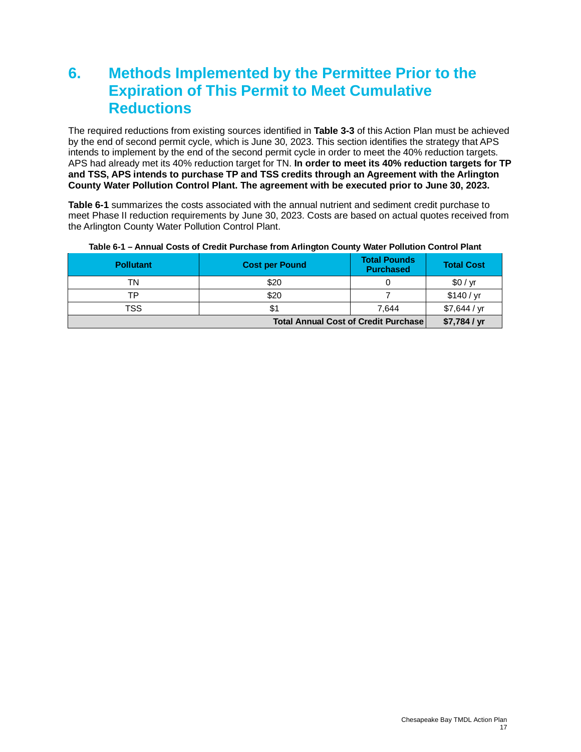# 6. Methods Implemented by the Permittee Prior to the Expiration of This Permit to Meet Cumulative Reductions

The required reductions from existing sources identified in **Table 3-3** of this Action Plan must be achieved by the end of second permit cycle, which is June 30, 2023. This section identifies the strategy that APS intends to implement by the end of the second permit cycle in order to meet the 40% reduction targets. APS had already met its 40% reduction target for TN. **In order to meet its 40% reduction targets for TP and TSS, APS intends to purchase TP and TSS credits through an Agreement with the Arlington County Water Pollution Control Plant. The agreement with be executed prior to June 30, 2023.**

**Table 6-1** summarizes the costs associated with the annual nutrient and sediment credit purchase to meet Phase II reduction requirements by June 30, 2023. Costs are based on actual quotes received from the Arlington County Water Pollution Control Plant.

**Table 6-1 – Annual Costs of Credit Purchase from Arlington County Water Pollution Control Plant**

| Pollutant | Cost per Pound | Total Pounds Purchased | Total Cost |
|---|---|---|---|
| TN | $20 | 0 | $0 / yr |
| TP | $20 | 7 | $140 / yr |
| TSS | $1 | 7,644 | $7,644 / yr |
| | | **Total Annual Cost of Credit Purchase** | **$7,784 / yr** |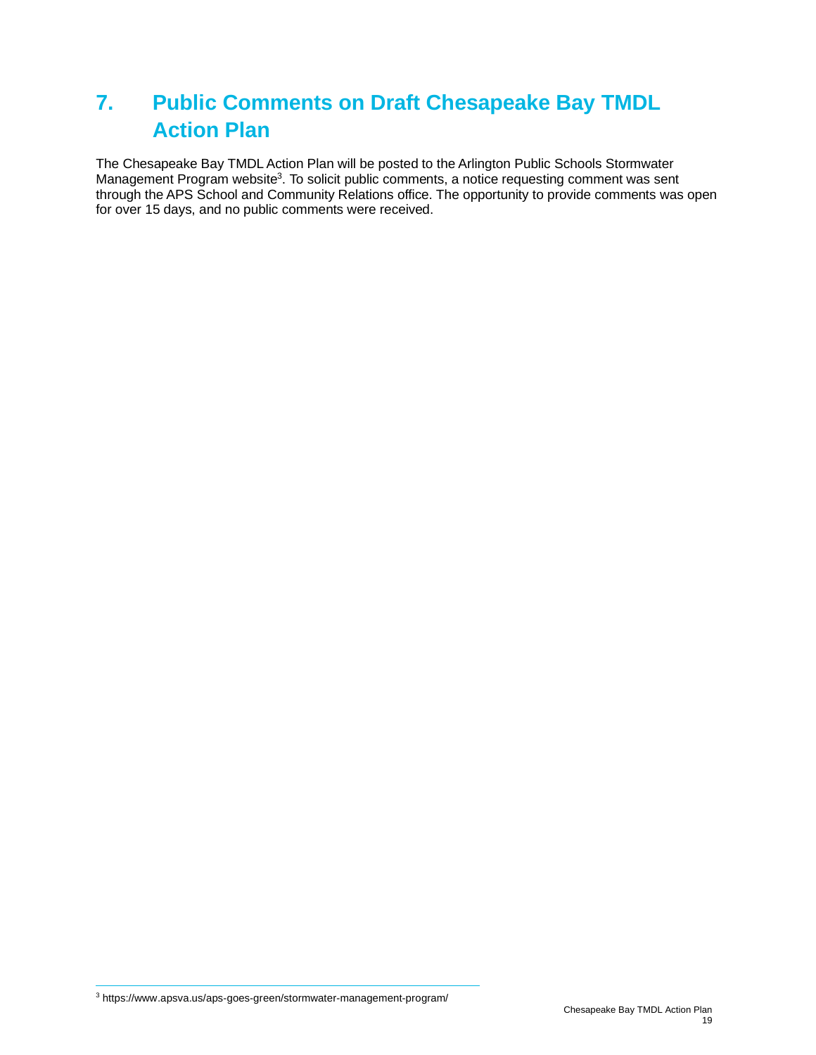# 7. Public Comments on Draft Chesapeake Bay TMDL Action Plan

The Chesapeake Bay TMDL Action Plan will be posted to the Arlington Public Schools Stormwater Management Program website[3]. To solicit public comments, a notice requesting comment was sent through the APS School and Community Relations office. The opportunity to provide comments was open for over 15 days, and no public comments were received.

[3] https://www.apsva.us/aps-goes-green/stormwater-management-program/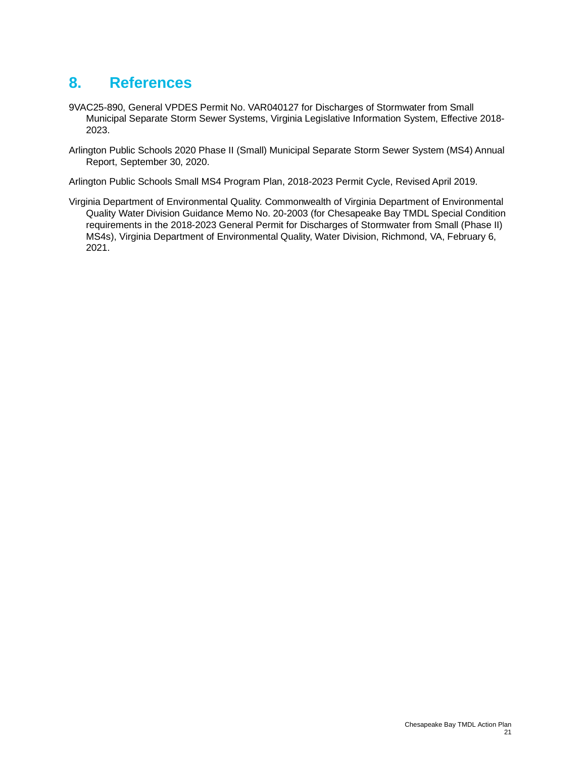# 8. References

9VAC25-890, General VPDES Permit No. VAR040127 for Discharges of Stormwater from Small Municipal Separate Storm Sewer Systems, Virginia Legislative Information System, Effective 2018-2023.

Arlington Public Schools 2020 Phase II (Small) Municipal Separate Storm Sewer System (MS4) Annual Report, September 30, 2020.

Arlington Public Schools Small MS4 Program Plan, 2018-2023 Permit Cycle, Revised April 2019.

Virginia Department of Environmental Quality. Commonwealth of Virginia Department of Environmental Quality Water Division Guidance Memo No. 20-2003 (for Chesapeake Bay TMDL Special Condition requirements in the 2018-2023 General Permit for Discharges of Stormwater from Small (Phase II) MS4s), Virginia Department of Environmental Quality, Water Division, Richmond, VA, February 6, 2021.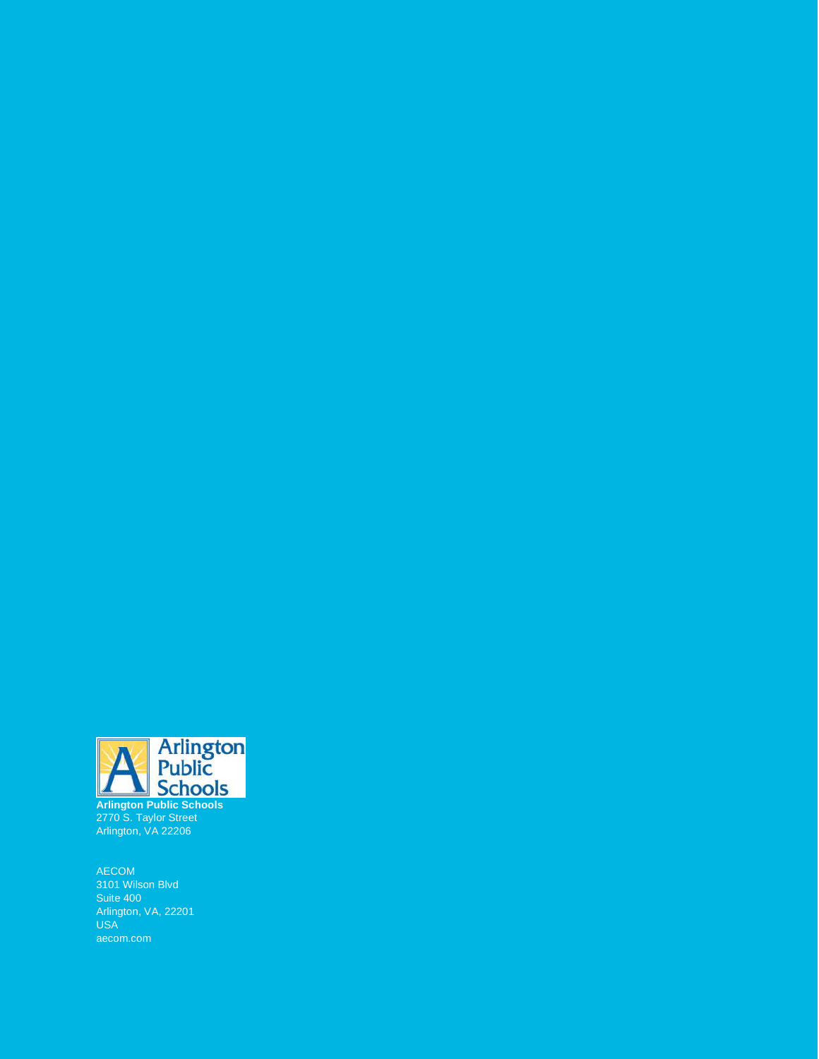**Arlington Public Schools**
2770 S. Taylor Street
Arlington, VA 22206

AECOM
3101 Wilson Blvd
Suite 400
Arlington, VA, 22201
USA
aecom.com